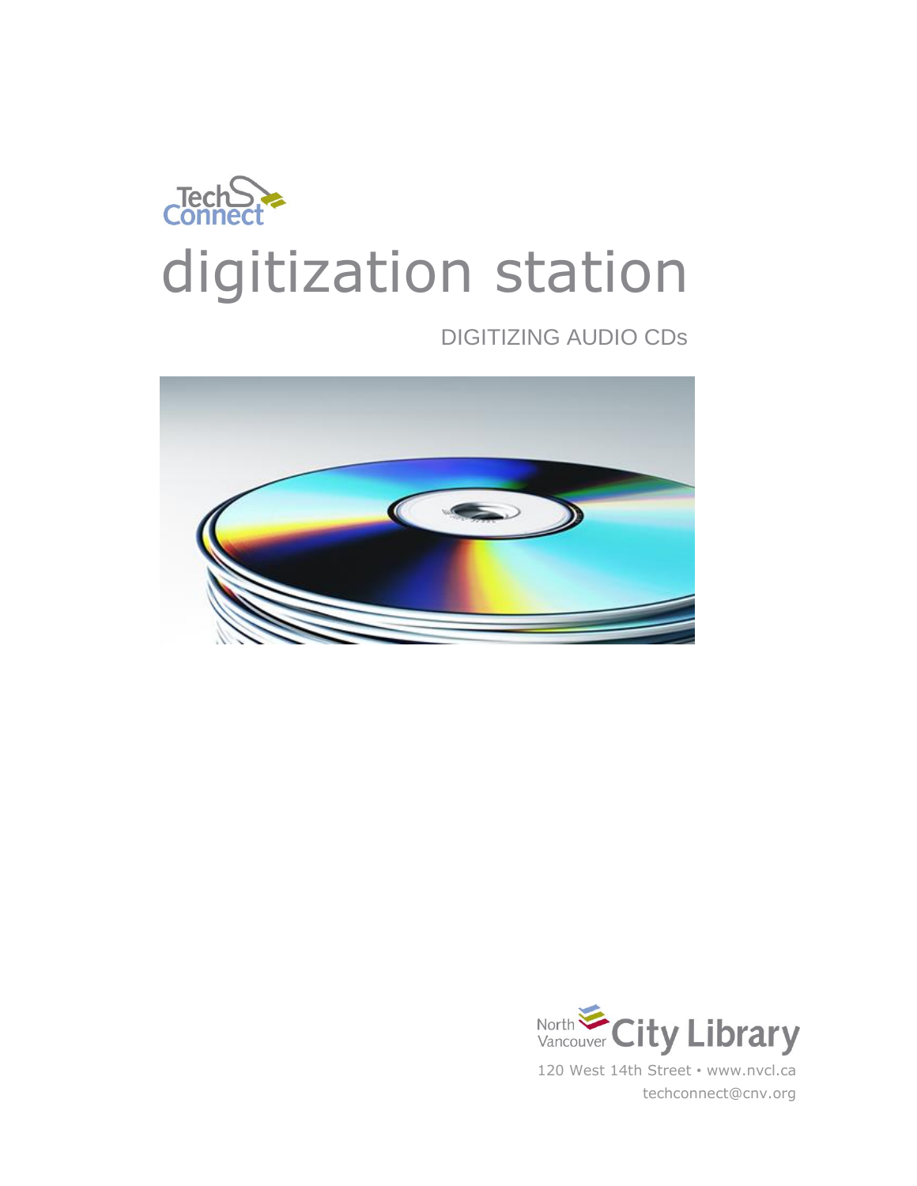TechConnect

# digitization station

## DIGITIZING AUDIO CDs

North Vancouver City Library

120 West 14th Street • www.nvcl.ca

techconnect@cnv.org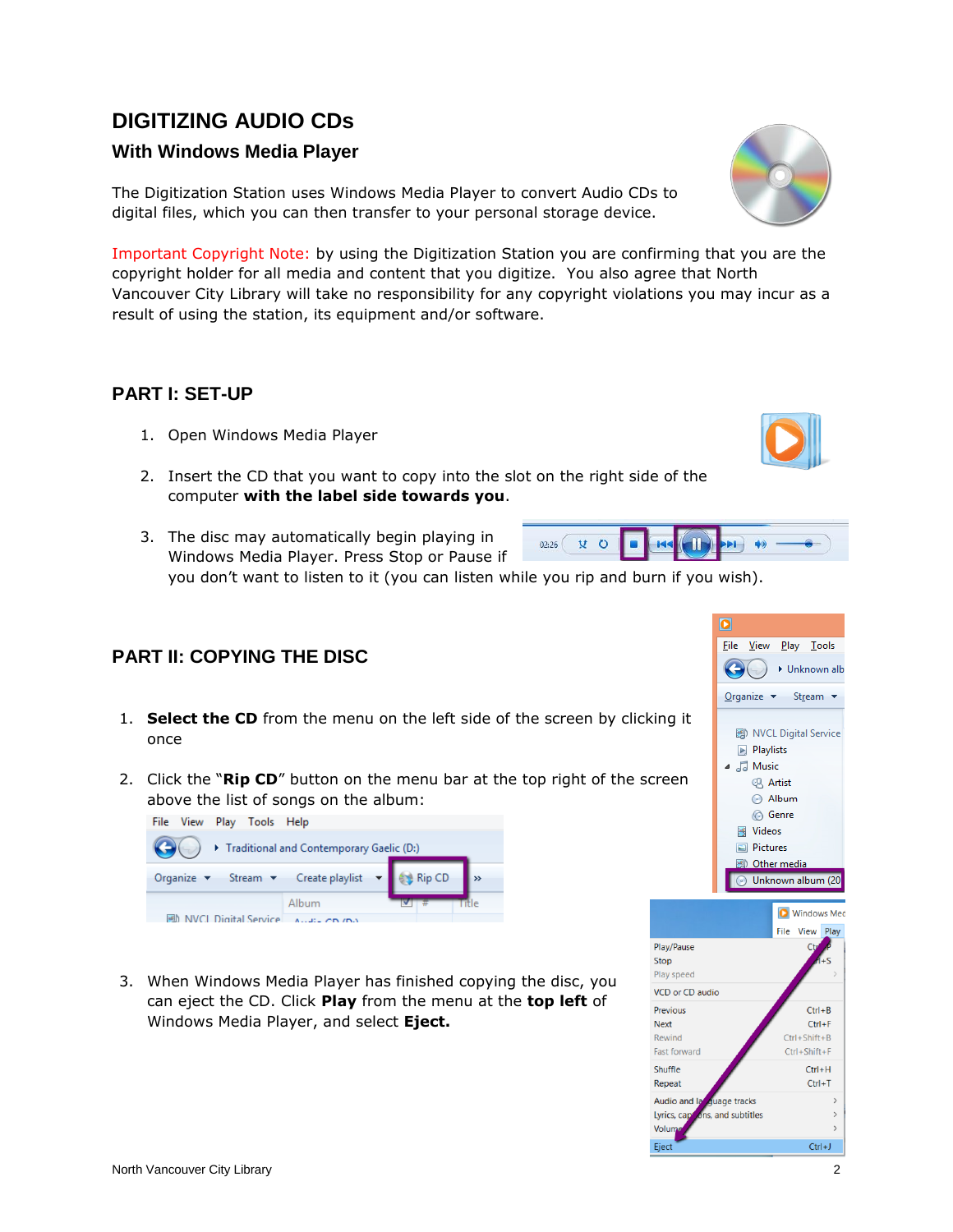# DIGITIZING AUDIO CDs

## With Windows Media Player

The Digitization Station uses Windows Media Player to convert Audio CDs to digital files, which you can then transfer to your personal storage device.

Important Copyright Note: by using the Digitization Station you are confirming that you are the copyright holder for all media and content that you digitize. You also agree that North Vancouver City Library will take no responsibility for any copyright violations you may incur as a result of using the station, its equipment and/or software.

## PART I: SET-UP

1. Open Windows Media Player
2. Insert the CD that you want to copy into the slot on the right side of the computer **with the label side towards you**.
3. The disc may automatically begin playing in Windows Media Player. Press Stop or Pause if you don't want to listen to it (you can listen while you rip and burn if you wish).

## PART II: COPYING THE DISC

1. **Select the CD** from the menu on the left side of the screen by clicking it once
2. Click the "**Rip CD**" button on the menu bar at the top right of the screen above the list of songs on the album:
3. When Windows Media Player has finished copying the disc, you can eject the CD. Click **Play** from the menu at the **top left** of Windows Media Player, and select **Eject.**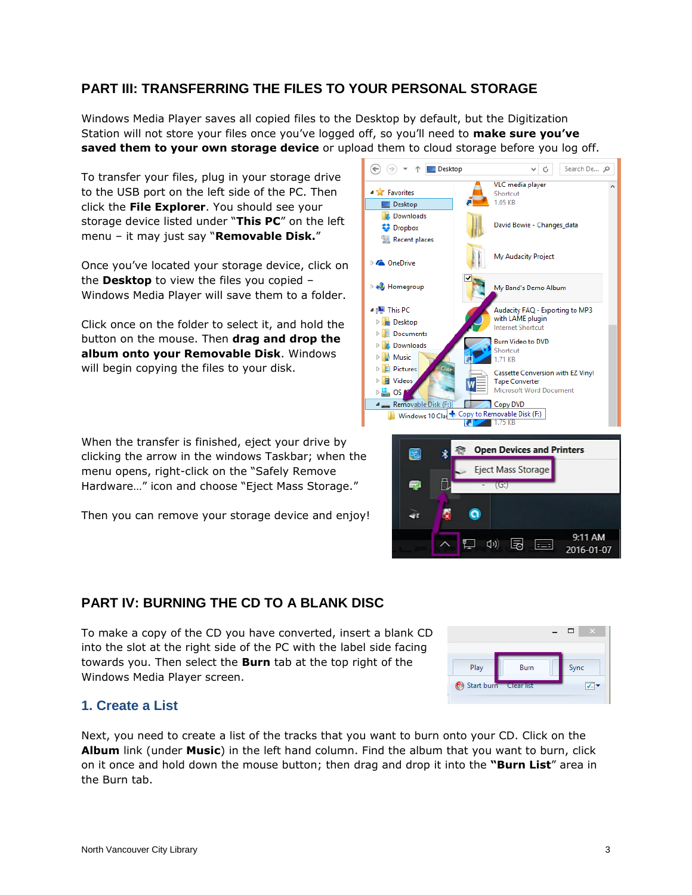## PART III: TRANSFERRING THE FILES TO YOUR PERSONAL STORAGE

Windows Media Player saves all copied files to the Desktop by default, but the Digitization Station will not store your files once you've logged off, so you'll need to **make sure you've saved them to your own storage device** or upload them to cloud storage before you log off.

To transfer your files, plug in your storage drive to the USB port on the left side of the PC. Then click the **File Explorer**. You should see your storage device listed under "**This PC**" on the left menu – it may just say "**Removable Disk.**"

Once you've located your storage device, click on the **Desktop** to view the files you copied – Windows Media Player will save them to a folder.

Click once on the folder to select it, and hold the button on the mouse. Then **drag and drop the album onto your Removable Disk**. Windows will begin copying the files to your disk.

When the transfer is finished, eject your drive by clicking the arrow in the windows Taskbar; when the menu opens, right-click on the "Safely Remove Hardware…" icon and choose "Eject Mass Storage."

Then you can remove your storage device and enjoy!

## PART IV: BURNING THE CD TO A BLANK DISC

To make a copy of the CD you have converted, insert a blank CD into the slot at the right side of the PC with the label side facing towards you. Then select the **Burn** tab at the top right of the Windows Media Player screen.

### 1. Create a List

Next, you need to create a list of the tracks that you want to burn onto your CD. Click on the **Album** link (under **Music**) in the left hand column. Find the album that you want to burn, click on it once and hold down the mouse button; then drag and drop it into the "**Burn List**" area in the Burn tab.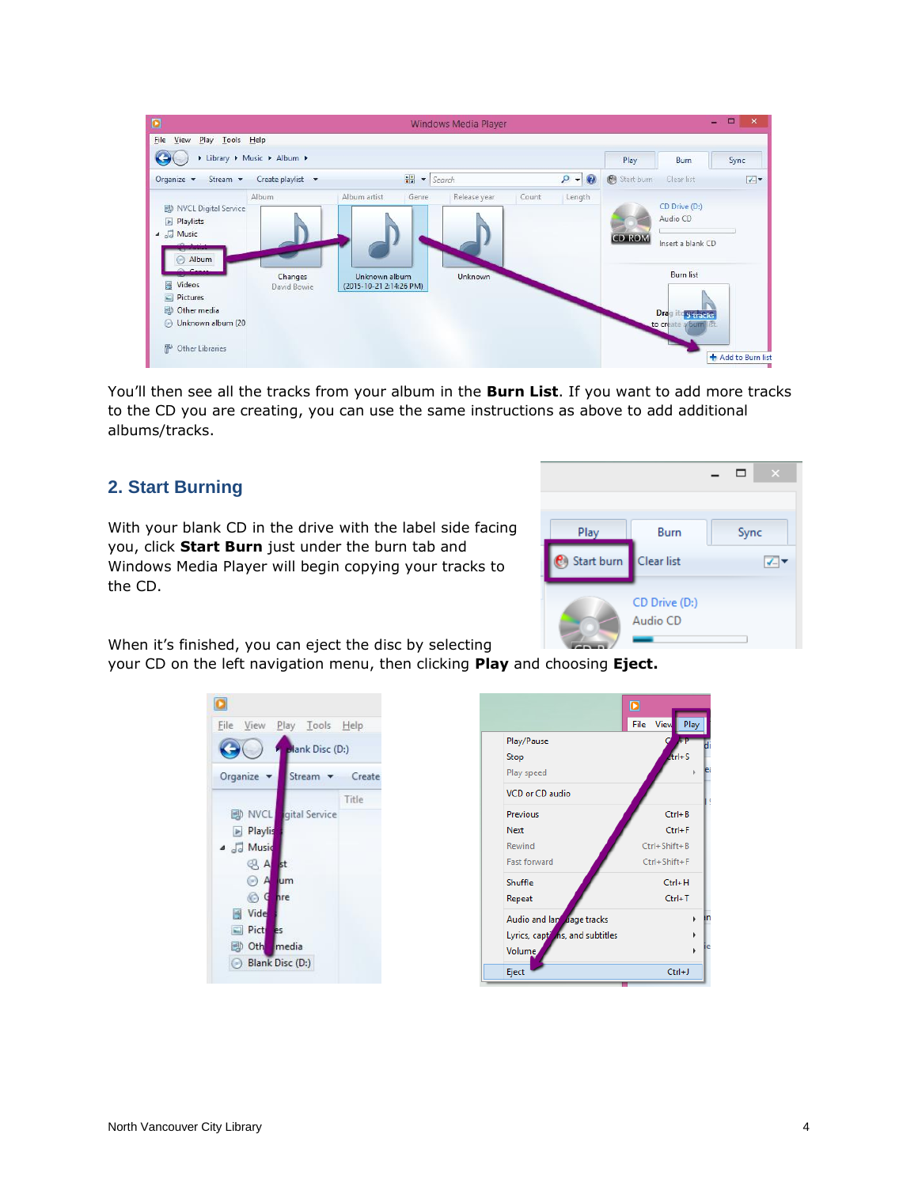You'll then see all the tracks from your album in the **Burn List**. If you want to add more tracks to the CD you are creating, you can use the same instructions as above to add additional albums/tracks.

## 2. Start Burning

With your blank CD in the drive with the label side facing you, click **Start Burn** just under the burn tab and Windows Media Player will begin copying your tracks to the CD.

When it's finished, you can eject the disc by selecting your CD on the left navigation menu, then clicking **Play** and choosing **Eject.**